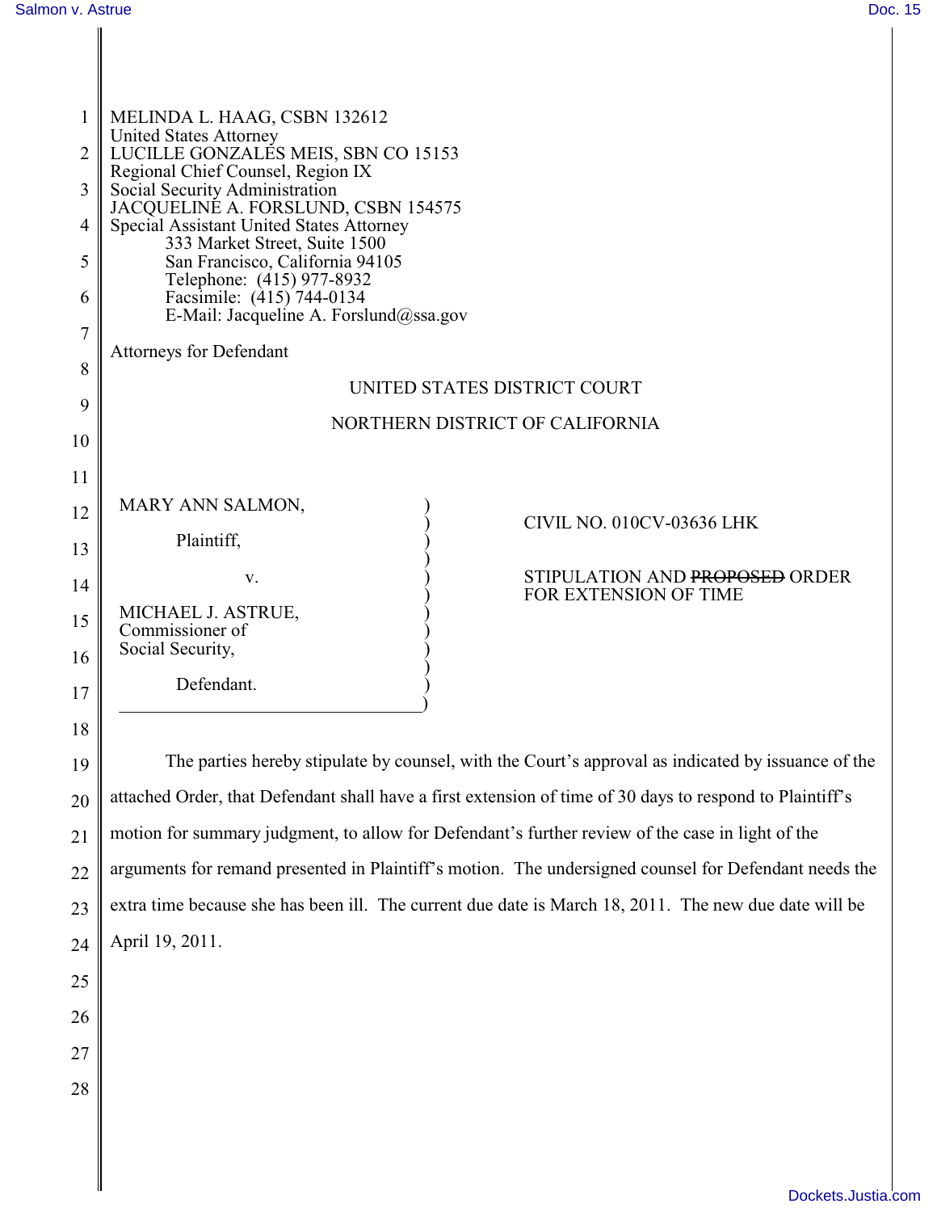MELINDA L. HAAG, CSBN 132612
United States Attorney
LUCILLE GONZALES MEIS, SBN CO 15153
Regional Chief Counsel, Region IX
Social Security Administration
JACQUELINE A. FORSLUND, CSBN 154575
Special Assistant United States Attorney
333 Market Street, Suite 1500
San Francisco, California 94105
Telephone: (415) 977-8932
Facsimile: (415) 744-0134
E-Mail: Jacqueline A. Forslund@ssa.gov

Attorneys for Defendant

UNITED STATES DISTRICT COURT

NORTHERN DISTRICT OF CALIFORNIA

| | |
|---|---|
| MARY ANN SALMON,<br><br>Plaintiff,<br><br>v.<br><br>MICHAEL J. ASTRUE, Commissioner of Social Security,<br><br>Defendant. | CIVIL NO. 010CV-03636 LHK<br><br>STIPULATION AND ~~PROPOSED~~ ORDER FOR EXTENSION OF TIME |

The parties hereby stipulate by counsel, with the Court's approval as indicated by issuance of the attached Order, that Defendant shall have a first extension of time of 30 days to respond to Plaintiff's motion for summary judgment, to allow for Defendant's further review of the case in light of the arguments for remand presented in Plaintiff's motion. The undersigned counsel for Defendant needs the extra time because she has been ill. The current due date is March 18, 2011. The new due date will be April 19, 2011.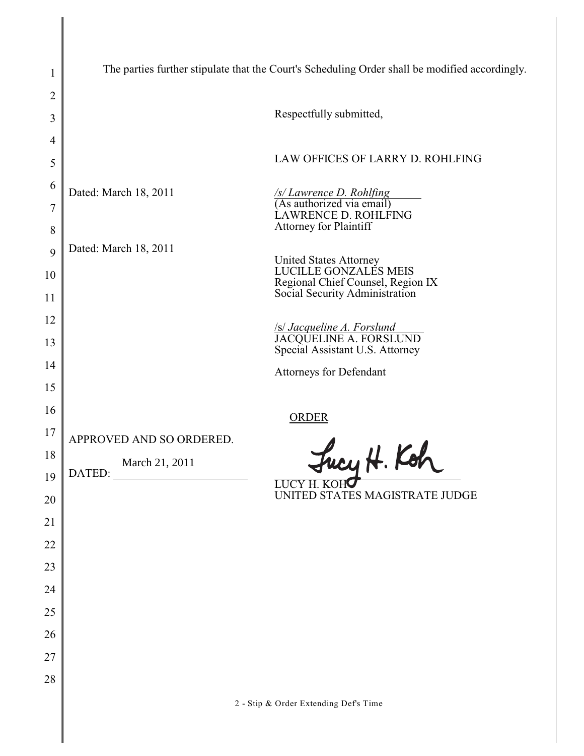The parties further stipulate that the Court's Scheduling Order shall be modified accordingly.

Respectfully submitted,

LAW OFFICES OF LARRY D. ROHLFING

Dated: March 18, 2011

*/s/ Lawrence D. Rohlfing*
(As authorized via email)
LAWRENCE D. ROHLFING
Attorney for Plaintiff

Dated: March 18, 2011

United States Attorney
LUCILLE GONZALES MEIS
Regional Chief Counsel, Region IX
Social Security Administration

/s/ *Jacqueline A. Forslund*
JACQUELINE A. FORSLUND
Special Assistant U.S. Attorney

Attorneys for Defendant

ORDER

APPROVED AND SO ORDERED.

DATED: March 21, 2011

Lucy H. Koh
LUCY H. KOH
UNITED STATES MAGISTRATE JUDGE

2 - Stip & Order Extending Def's Time